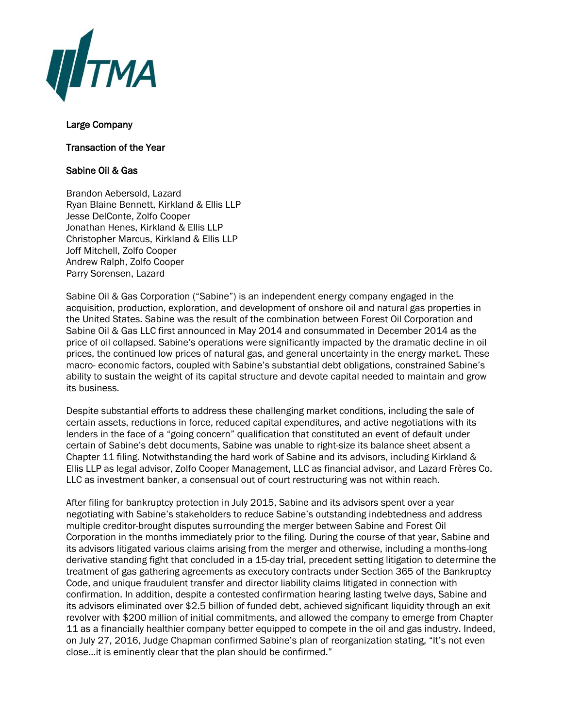TMA

Large Company

Transaction of the Year

Sabine Oil & Gas

Brandon Aebersold, Lazard
Ryan Blaine Bennett, Kirkland & Ellis LLP
Jesse DelConte, Zolfo Cooper
Jonathan Henes, Kirkland & Ellis LLP
Christopher Marcus, Kirkland & Ellis LLP
Joff Mitchell, Zolfo Cooper
Andrew Ralph, Zolfo Cooper
Parry Sorensen, Lazard

Sabine Oil & Gas Corporation ("Sabine") is an independent energy company engaged in the acquisition, production, exploration, and development of onshore oil and natural gas properties in the United States. Sabine was the result of the combination between Forest Oil Corporation and Sabine Oil & Gas LLC first announced in May 2014 and consummated in December 2014 as the price of oil collapsed. Sabine's operations were significantly impacted by the dramatic decline in oil prices, the continued low prices of natural gas, and general uncertainty in the energy market. These macro- economic factors, coupled with Sabine's substantial debt obligations, constrained Sabine's ability to sustain the weight of its capital structure and devote capital needed to maintain and grow its business.

Despite substantial efforts to address these challenging market conditions, including the sale of certain assets, reductions in force, reduced capital expenditures, and active negotiations with its lenders in the face of a "going concern" qualification that constituted an event of default under certain of Sabine's debt documents, Sabine was unable to right-size its balance sheet absent a Chapter 11 filing. Notwithstanding the hard work of Sabine and its advisors, including Kirkland & Ellis LLP as legal advisor, Zolfo Cooper Management, LLC as financial advisor, and Lazard Frères Co. LLC as investment banker, a consensual out of court restructuring was not within reach.

After filing for bankruptcy protection in July 2015, Sabine and its advisors spent over a year negotiating with Sabine's stakeholders to reduce Sabine's outstanding indebtedness and address multiple creditor-brought disputes surrounding the merger between Sabine and Forest Oil Corporation in the months immediately prior to the filing. During the course of that year, Sabine and its advisors litigated various claims arising from the merger and otherwise, including a months-long derivative standing fight that concluded in a 15-day trial, precedent setting litigation to determine the treatment of gas gathering agreements as executory contracts under Section 365 of the Bankruptcy Code, and unique fraudulent transfer and director liability claims litigated in connection with confirmation. In addition, despite a contested confirmation hearing lasting twelve days, Sabine and its advisors eliminated over $2.5 billion of funded debt, achieved significant liquidity through an exit revolver with $200 million of initial commitments, and allowed the company to emerge from Chapter 11 as a financially healthier company better equipped to compete in the oil and gas industry. Indeed, on July 27, 2016, Judge Chapman confirmed Sabine's plan of reorganization stating, "It's not even close…it is eminently clear that the plan should be confirmed."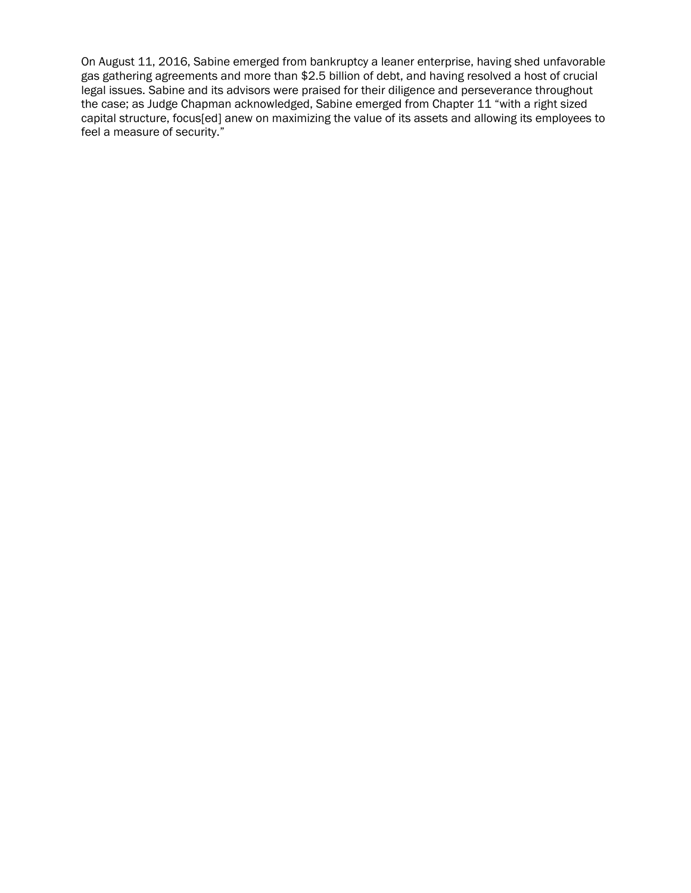On August 11, 2016, Sabine emerged from bankruptcy a leaner enterprise, having shed unfavorable gas gathering agreements and more than $2.5 billion of debt, and having resolved a host of crucial legal issues. Sabine and its advisors were praised for their diligence and perseverance throughout the case; as Judge Chapman acknowledged, Sabine emerged from Chapter 11 "with a right sized capital structure, focus[ed] anew on maximizing the value of its assets and allowing its employees to feel a measure of security."